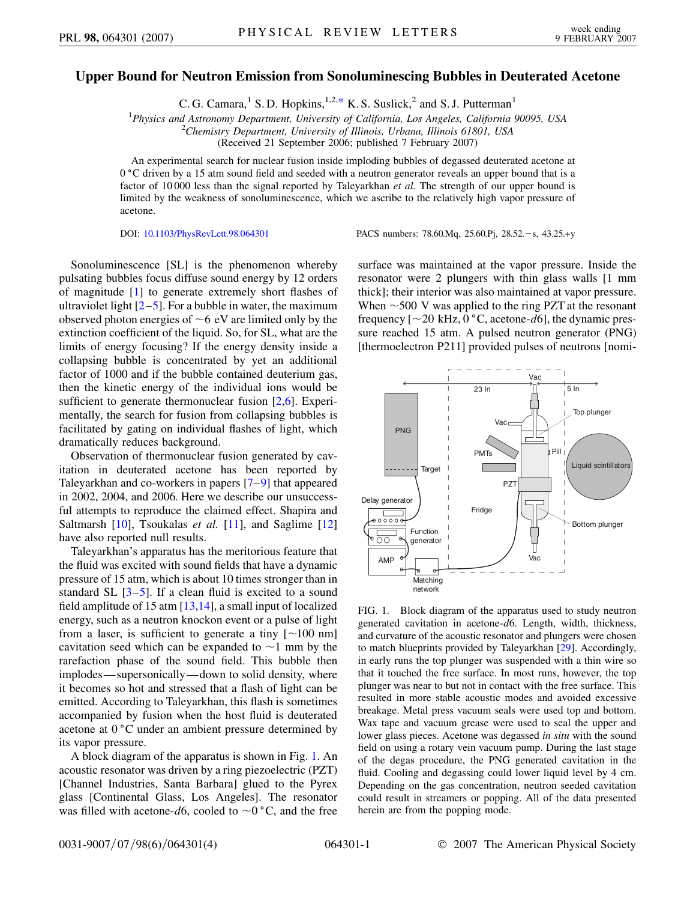# Upper Bound for Neutron Emission from Sonoluminescing Bubbles in Deuterated Acetone

C. G. Camara,[1] S. D. Hopkins,[1,2,*] K. S. Suslick,[2] and S. J. Putterman[1]

[1]*Physics and Astronomy Department, University of California, Los Angeles, California 90095, USA*
[2]*Chemistry Department, University of Illinois, Urbana, Illinois 61801, USA*
(Received 21 September 2006; published 7 February 2007)

An experimental search for nuclear fusion inside imploding bubbles of degassed deuterated acetone at 0 °C driven by a 15 atm sound field and seeded with a neutron generator reveals an upper bound that is a factor of 10 000 less than the signal reported by Taleyarkhan *et al.* The strength of our upper bound is limited by the weakness of sonoluminescence, which we ascribe to the relatively high vapor pressure of acetone.

DOI: 10.1103/PhysRevLett.98.064301 PACS numbers: 78.60.Mq, 25.60.Pj, 28.52.−s, 43.25.+y

Sonoluminescence [SL] is the phenomenon whereby pulsating bubbles focus diffuse sound energy by 12 orders of magnitude [1] to generate extremely short flashes of ultraviolet light [2–5]. For a bubble in water, the maximum observed photon energies of ~6 eV are limited only by the extinction coefficient of the liquid. So, for SL, what are the limits of energy focusing? If the energy density inside a collapsing bubble is concentrated by yet an additional factor of 1000 and if the bubble contained deuterium gas, then the kinetic energy of the individual ions would be sufficient to generate thermonuclear fusion [2,6]. Experimentally, the search for fusion from collapsing bubbles is facilitated by gating on individual flashes of light, which dramatically reduces background.

Observation of thermonuclear fusion generated by cavitation in deuterated acetone has been reported by Taleyarkhan and co-workers in papers [7–9] that appeared in 2002, 2004, and 2006. Here we describe our unsuccessful attempts to reproduce the claimed effect. Shapira and Saltmarsh [10], Tsoukalas *et al.* [11], and Saglime [12] have also reported null results.

Taleyarkhan's apparatus has the meritorious feature that the fluid was excited with sound fields that have a dynamic pressure of 15 atm, which is about 10 times stronger than in standard SL [3–5]. If a clean fluid is excited to a sound field amplitude of 15 atm [13,14], a small input of localized energy, such as a neutron knockon event or a pulse of light from a laser, is sufficient to generate a tiny [~100 nm] cavitation seed which can be expanded to ~1 mm by the rarefaction phase of the sound field. This bubble then implodes—supersonically—down to solid density, where it becomes so hot and stressed that a flash of light can be emitted. According to Taleyarkhan, this flash is sometimes accompanied by fusion when the host fluid is deuterated acetone at 0 °C under an ambient pressure determined by its vapor pressure.

A block diagram of the apparatus is shown in Fig. 1. An acoustic resonator was driven by a ring piezoelectric (PZT) [Channel Industries, Santa Barbara] glued to the Pyrex glass [Continental Glass, Los Angeles]. The resonator was filled with acetone-*d*6, cooled to ~0 °C, and the free surface was maintained at the vapor pressure. Inside the resonator were 2 plungers with thin glass walls [1 mm thick]; their interior was also maintained at vapor pressure. When ~500 V was applied to the ring PZT at the resonant frequency [~20 kHz, 0 °C, acetone-*d*6], the dynamic pressure reached 15 atm. A pulsed neutron generator (PNG) [thermoelectron P211] provided pulses of neutrons [nomi-

FIG. 1. Block diagram of the apparatus used to study neutron generated cavitation in acetone-*d*6. Length, width, thickness, and curvature of the acoustic resonator and plungers were chosen to match blueprints provided by Taleyarkhan [29]. Accordingly, in early runs the top plunger was suspended with a thin wire so that it touched the free surface. In most runs, however, the top plunger was near to but not in contact with the free surface. This resulted in more stable acoustic modes and avoided excessive breakage. Metal press vacuum seals were used top and bottom. Wax tape and vacuum grease were used to seal the upper and lower glass pieces. Acetone was degassed *in situ* with the sound field on using a rotary vein vacuum pump. During the last stage of the degas procedure, the PNG generated cavitation in the fluid. Cooling and degassing could lower liquid level by 4 cm. Depending on the gas concentration, neutron seeded cavitation could result in streamers or popping. All of the data presented herein are from the popping mode.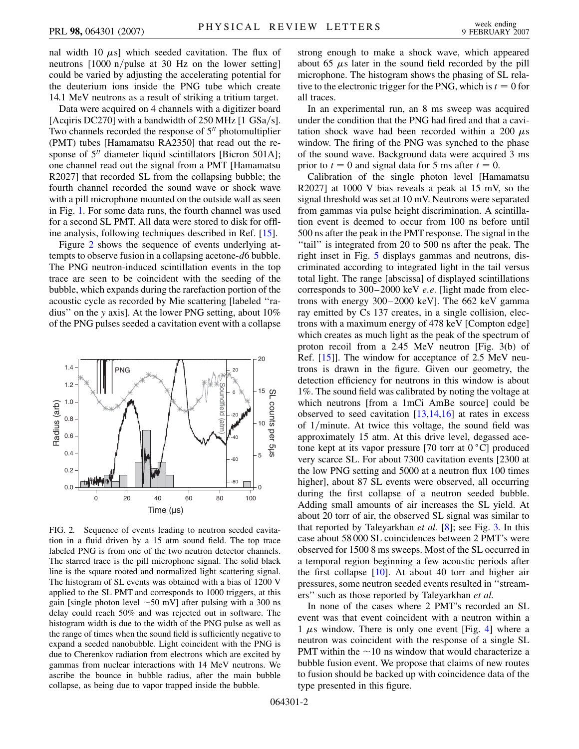nal width 10 $\mu$s] which seeded cavitation. The flux of neutrons [1000 n/pulse at 30 Hz on the lower setting] could be varied by adjusting the accelerating potential for the deuterium ions inside the PNG tube which create 14.1 MeV neutrons as a result of striking a tritium target.

Data were acquired on 4 channels with a digitizer board [Acqiris DC270] with a bandwidth of 250 MHz [1 GSa/s]. Two channels recorded the response of 5″ photomultiplier (PMT) tubes [Hamamatsu RA2350] that read out the response of 5″ diameter liquid scintillators [Bicron 501A]; one channel read out the signal from a PMT [Hamamatsu R2027] that recorded SL from the collapsing bubble; the fourth channel recorded the sound wave or shock wave with a pill microphone mounted on the outside wall as seen in Fig. 1. For some data runs, the fourth channel was used for a second SL PMT. All data were stored to disk for offline analysis, following techniques described in Ref. [15].

Figure 2 shows the sequence of events underlying attempts to observe fusion in a collapsing acetone-$d6$ bubble. The PNG neutron-induced scintillation events in the top trace are seen to be coincident with the seeding of the bubble, which expands during the rarefaction portion of the acoustic cycle as recorded by Mie scattering [labeled "radius" on the $y$ axis]. At the lower PNG setting, about 10% of the PNG pulses seeded a cavitation event with a collapse strong enough to make a shock wave, which appeared about 65 $\mu$s later in the sound field recorded by the pill microphone. The histogram shows the phasing of SL relative to the electronic trigger for the PNG, which is $t = 0$ for all traces.

FIG. 2. Sequence of events leading to neutron seeded cavitation in a fluid driven by a 15 atm sound field. The top trace labeled PNG is from one of the two neutron detector channels. The starred trace is the pill microphone signal. The solid black line is the square rooted and normalized light scattering signal. The histogram of SL events was obtained with a bias of 1200 V applied to the SL PMT and corresponds to 1000 triggers, at this gain [single photon level ~50 mV] after pulsing with a 300 ns delay could reach 50% and was rejected out in software. The histogram width is due to the width of the PNG pulse as well as the range of times when the sound field is sufficiently negative to expand a seeded nanobubble. Light coincident with the PNG is due to Cherenkov radiation from electrons which are excited by gammas from nuclear interactions with 14 MeV neutrons. We ascribe the bounce in bubble radius, after the main bubble collapse, as being due to vapor trapped inside the bubble.

In an experimental run, an 8 ms sweep was acquired under the condition that the PNG had fired and that a cavitation shock wave had been recorded within a 200 $\mu$s window. The firing of the PNG was synched to the phase of the sound wave. Background data were acquired 3 ms prior to $t = 0$ and signal data for 5 ms after $t = 0$.

Calibration of the single photon level [Hamamatsu R2027] at 1000 V bias reveals a peak at 15 mV, so the signal threshold was set at 10 mV. Neutrons were separated from gammas via pulse height discrimination. A scintillation event is deemed to occur from 100 ns before until 500 ns after the peak in the PMT response. The signal in the "tail" is integrated from 20 to 500 ns after the peak. The right inset in Fig. 5 displays gammas and neutrons, discriminated according to integrated light in the tail versus total light. The range [abscissa] of displayed scintillations corresponds to 300–2000 keV *e.e.* [light made from electrons with energy 300–2000 keV]. The 662 keV gamma ray emitted by Cs 137 creates, in a single collision, electrons with a maximum energy of 478 keV [Compton edge] which creates as much light as the peak of the spectrum of proton recoil from a 2.45 MeV neutron [Fig. 3(b) of Ref. [15]]. The window for acceptance of 2.5 MeV neutrons is drawn in the figure. Given our geometry, the detection efficiency for neutrons in this window is about 1%. The sound field was calibrated by noting the voltage at which neutrons [from a 1mCi AmBe source] could be observed to seed cavitation [13,14,16] at rates in excess of 1/minute. At twice this voltage, the sound field was approximately 15 atm. At this drive level, degassed acetone kept at its vapor pressure [70 torr at 0 °C] produced very scarce SL. For about 7300 cavitation events [2300 at the low PNG setting and 5000 at a neutron flux 100 times higher], about 87 SL events were observed, all occurring during the first collapse of a neutron seeded bubble. Adding small amounts of air increases the SL yield. At about 20 torr of air, the observed SL signal was similar to that reported by Taleyarkhan *et al.* [8]; see Fig. 3. In this case about 58 000 SL coincidences between 2 PMT's were observed for 1500 8 ms sweeps. Most of the SL occurred in a temporal region beginning a few acoustic periods after the first collapse [10]. At about 40 torr and higher air pressures, some neutron seeded events resulted in "streamers" such as those reported by Taleyarkhan *et al.*

In none of the cases where 2 PMT's recorded an SL event was that event coincident with a neutron within a 1 $\mu$s window. There is only one event [Fig. 4] where a neutron was coincident with the response of a single SL PMT within the ~10 ns window that would characterize a bubble fusion event. We propose that claims of new routes to fusion should be backed up with coincidence data of the type presented in this figure.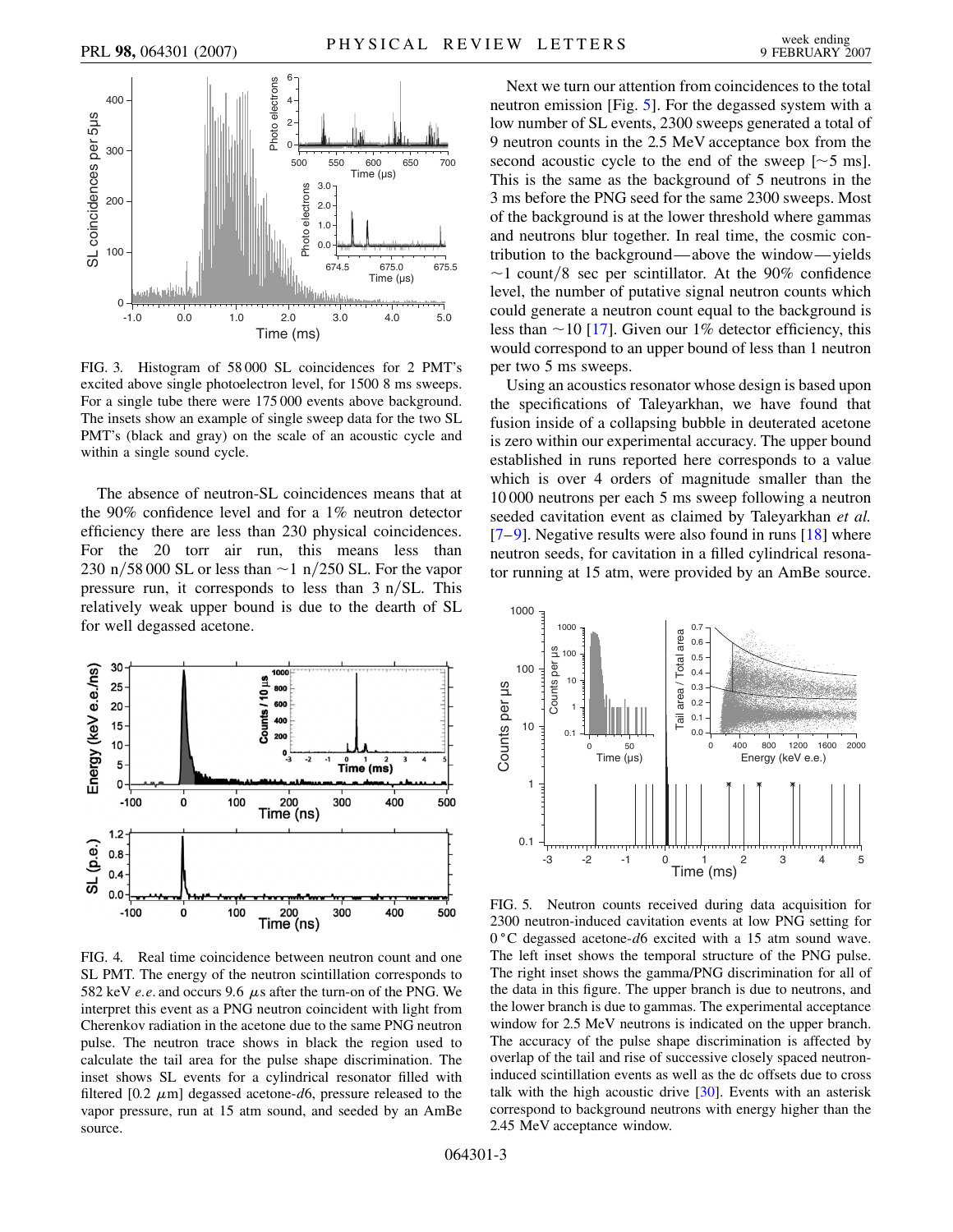FIG. 3. Histogram of 58 000 SL coincidences for 2 PMT's excited above single photoelectron level, for 1500 8 ms sweeps. For a single tube there were 175 000 events above background. The insets show an example of single sweep data for the two SL PMT's (black and gray) on the scale of an acoustic cycle and within a single sound cycle.

The absence of neutron-SL coincidences means that at the 90% confidence level and for a 1% neutron detector efficiency there are less than 230 physical coincidences. For the 20 torr air run, this means less than 230 n/58 000 SL or less than ~1 n/250 SL. For the vapor pressure run, it corresponds to less than 3 n/SL. This relatively weak upper bound is due to the dearth of SL for well degassed acetone.

FIG. 4. Real time coincidence between neutron count and one SL PMT. The energy of the neutron scintillation corresponds to 582 keV *e.e.* and occurs 9.6 $\mu$s after the turn-on of the PNG. We interpret this event as a PNG neutron coincident with light from Cherenkov radiation in the acetone due to the same PNG neutron pulse. The neutron trace shows in black the region used to calculate the tail area for the pulse shape discrimination. The inset shows SL events for a cylindrical resonator filled with filtered [0.2 $\mu$m] degassed acetone-*d*6, pressure released to the vapor pressure, run at 15 atm sound, and seeded by an AmBe source.

Next we turn our attention from coincidences to the total neutron emission [Fig. 5]. For the degassed system with a low number of SL events, 2300 sweeps generated a total of 9 neutron counts in the 2.5 MeV acceptance box from the second acoustic cycle to the end of the sweep [~5 ms]. This is the same as the background of 5 neutrons in the 3 ms before the PNG seed for the same 2300 sweeps. Most of the background is at the lower threshold where gammas and neutrons blur together. In real time, the cosmic contribution to the background—above the window—yields ~1 count/8 sec per scintillator. At the 90% confidence level, the number of putative signal neutron counts which could generate a neutron count equal to the background is less than ~10 [17]. Given our 1% detector efficiency, this would correspond to an upper bound of less than 1 neutron per two 5 ms sweeps.

Using an acoustics resonator whose design is based upon the specifications of Taleyarkhan, we have found that fusion inside of a collapsing bubble in deuterated acetone is zero within our experimental accuracy. The upper bound established in runs reported here corresponds to a value which is over 4 orders of magnitude smaller than the 10 000 neutrons per each 5 ms sweep following a neutron seeded cavitation event as claimed by Taleyarkhan *et al.* [7–9]. Negative results were also found in runs [18] where neutron seeds, for cavitation in a filled cylindrical resonator running at 15 atm, were provided by an AmBe source.

FIG. 5. Neutron counts received during data acquisition for 2300 neutron-induced cavitation events at low PNG setting for 0 °C degassed acetone-*d*6 excited with a 15 atm sound wave. The left inset shows the temporal structure of the PNG pulse. The right inset shows the gamma/PNG discrimination for all of the data in this figure. The upper branch is due to neutrons, and the lower branch is due to gammas. The experimental acceptance window for 2.5 MeV neutrons is indicated on the upper branch. The accuracy of the pulse shape discrimination is affected by overlap of the tail and rise of successive closely spaced neutron-induced scintillation events as well as the dc offsets due to cross talk with the high acoustic drive [30]. Events with an asterisk correspond to background neutrons with energy higher than the 2.45 MeV acceptance window.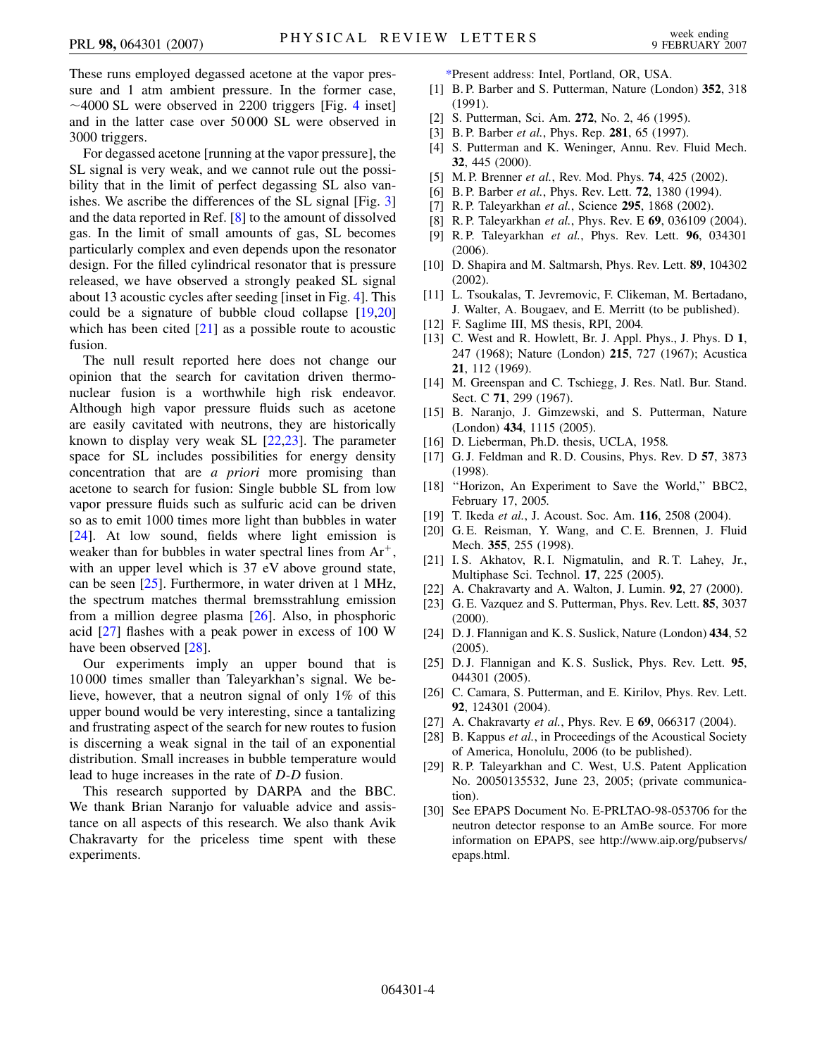These runs employed degassed acetone at the vapor pressure and 1 atm ambient pressure. In the former case, ~4000 SL were observed in 2200 triggers [Fig. 4 inset] and in the latter case over 50 000 SL were observed in 3000 triggers.

For degassed acetone [running at the vapor pressure], the SL signal is very weak, and we cannot rule out the possibility that in the limit of perfect degassing SL also vanishes. We ascribe the differences of the SL signal [Fig. 3] and the data reported in Ref. [8] to the amount of dissolved gas. In the limit of small amounts of gas, SL becomes particularly complex and even depends upon the resonator design. For the filled cylindrical resonator that is pressure released, we have observed a strongly peaked SL signal about 13 acoustic cycles after seeding [inset in Fig. 4]. This could be a signature of bubble cloud collapse [19,20] which has been cited [21] as a possible route to acoustic fusion.

The null result reported here does not change our opinion that the search for cavitation driven thermonuclear fusion is a worthwhile high risk endeavor. Although high vapor pressure fluids such as acetone are easily cavitated with neutrons, they are historically known to display very weak SL [22,23]. The parameter space for SL includes possibilities for energy density concentration that are *a priori* more promising than acetone to search for fusion: Single bubble SL from low vapor pressure fluids such as sulfuric acid can be driven so as to emit 1000 times more light than bubbles in water [24]. At low sound, fields where light emission is weaker than for bubbles in water spectral lines from $Ar^+$, with an upper level which is 37 eV above ground state, can be seen [25]. Furthermore, in water driven at 1 MHz, the spectrum matches thermal bremsstrahlung emission from a million degree plasma [26]. Also, in phosphoric acid [27] flashes with a peak power in excess of 100 W have been observed [28].

Our experiments imply an upper bound that is 10 000 times smaller than Taleyarkhan's signal. We believe, however, that a neutron signal of only 1% of this upper bound would be very interesting, since a tantalizing and frustrating aspect of the search for new routes to fusion is discerning a weak signal in the tail of an exponential distribution. Small increases in bubble temperature would lead to huge increases in the rate of *D-D* fusion.

This research supported by DARPA and the BBC. We thank Brian Naranjo for valuable advice and assistance on all aspects of this research. We also thank Avik Chakravarty for the priceless time spent with these experiments.

*Present address: Intel, Portland, OR, USA.

[1] B. P. Barber and S. Putterman, Nature (London) **352**, 318 (1991).
[2] S. Putterman, Sci. Am. **272**, No. 2, 46 (1995).
[3] B. P. Barber *et al.*, Phys. Rep. **281**, 65 (1997).
[4] S. Putterman and K. Weninger, Annu. Rev. Fluid Mech. **32**, 445 (2000).
[5] M. P. Brenner *et al.*, Rev. Mod. Phys. **74**, 425 (2002).
[6] B. P. Barber *et al.*, Phys. Rev. Lett. **72**, 1380 (1994).
[7] R. P. Taleyarkhan *et al.*, Science **295**, 1868 (2002).
[8] R. P. Taleyarkhan *et al.*, Phys. Rev. E **69**, 036109 (2004).
[9] R. P. Taleyarkhan *et al.*, Phys. Rev. Lett. **96**, 034301 (2006).
[10] D. Shapira and M. Saltmarsh, Phys. Rev. Lett. **89**, 104302 (2002).
[11] L. Tsoukalas, T. Jevremovic, F. Clikeman, M. Bertadano, J. Walter, A. Bougaev, and E. Merritt (to be published).
[12] F. Saglime III, MS thesis, RPI, 2004.
[13] C. West and R. Howlett, Br. J. Appl. Phys., J. Phys. D **1**, 247 (1968); Nature (London) **215**, 727 (1967); Acustica **21**, 112 (1969).
[14] M. Greenspan and C. Tschiegg, J. Res. Natl. Bur. Stand. Sect. C **71**, 299 (1967).
[15] B. Naranjo, J. Gimzewski, and S. Putterman, Nature (London) **434**, 1115 (2005).
[16] D. Lieberman, Ph.D. thesis, UCLA, 1958.
[17] G. J. Feldman and R. D. Cousins, Phys. Rev. D **57**, 3873 (1998).
[18] "Horizon, An Experiment to Save the World," BBC2, February 17, 2005.
[19] T. Ikeda *et al.*, J. Acoust. Soc. Am. **116**, 2508 (2004).
[20] G. E. Reisman, Y. Wang, and C. E. Brennen, J. Fluid Mech. **355**, 255 (1998).
[21] I. S. Akhatov, R. I. Nigmatulin, and R. T. Lahey, Jr., Multiphase Sci. Technol. **17**, 225 (2005).
[22] A. Chakravarty and A. Walton, J. Lumin. **92**, 27 (2000).
[23] G. E. Vazquez and S. Putterman, Phys. Rev. Lett. **85**, 3037 (2000).
[24] D. J. Flannigan and K. S. Suslick, Nature (London) **434**, 52 (2005).
[25] D. J. Flannigan and K. S. Suslick, Phys. Rev. Lett. **95**, 044301 (2005).
[26] C. Camara, S. Putterman, and E. Kirilov, Phys. Rev. Lett. **92**, 124301 (2004).
[27] A. Chakravarty *et al.*, Phys. Rev. E **69**, 066317 (2004).
[28] B. Kappus *et al.*, in Proceedings of the Acoustical Society of America, Honolulu, 2006 (to be published).
[29] R. P. Taleyarkhan and C. West, U.S. Patent Application No. 20050135532, June 23, 2005; (private communication).
[30] See EPAPS Document No. E-PRLTAO-98-053706 for the neutron detector response to an AmBe source. For more information on EPAPS, see http://www.aip.org/pubservs/epaps.html.